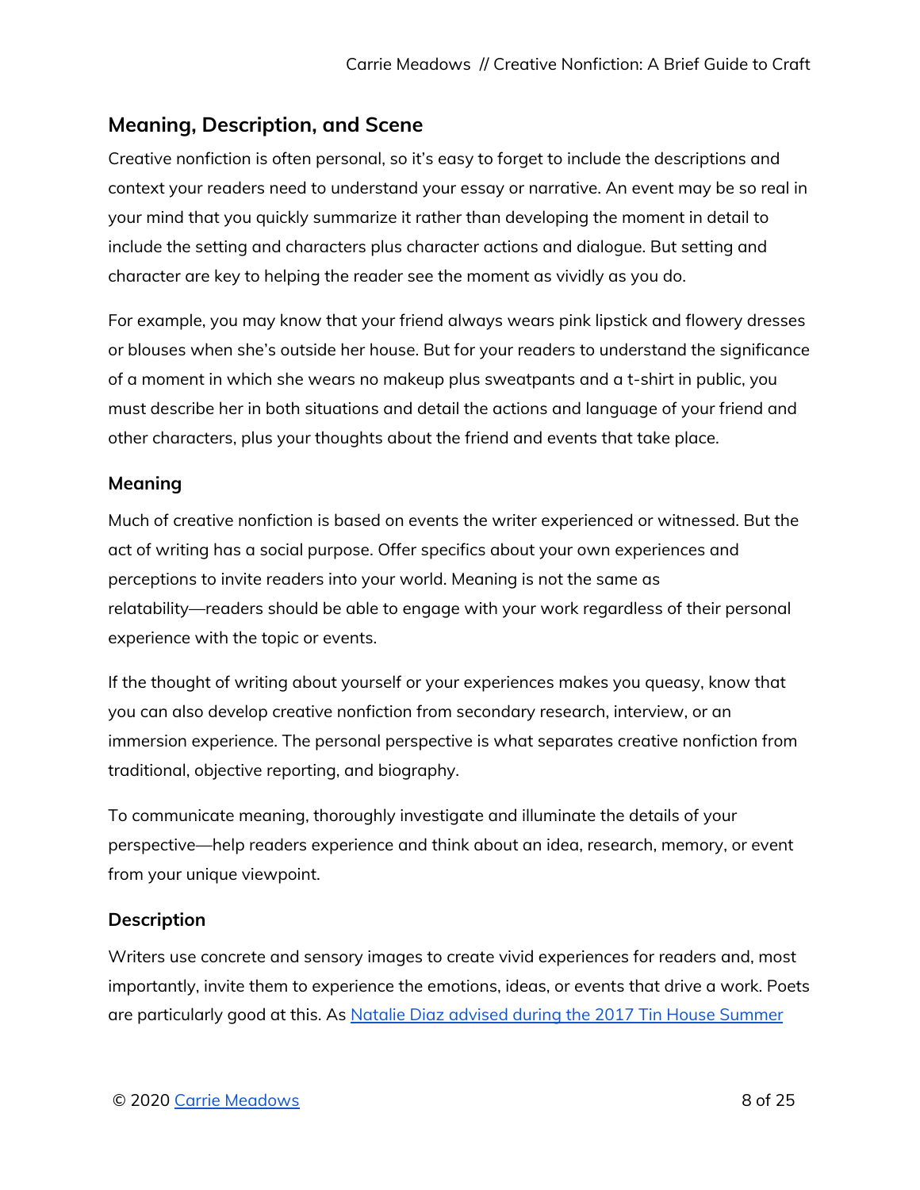## Meaning, Description, and Scene

Creative nonfiction is often personal, so it's easy to forget to include the descriptions and context your readers need to understand your essay or narrative. An event may be so real in your mind that you quickly summarize it rather than developing the moment in detail to include the setting and characters plus character actions and dialogue. But setting and character are key to helping the reader see the moment as vividly as you do.

For example, you may know that your friend always wears pink lipstick and flowery dresses or blouses when she's outside her house. But for your readers to understand the significance of a moment in which she wears no makeup plus sweatpants and a t-shirt in public, you must describe her in both situations and detail the actions and language of your friend and other characters, plus your thoughts about the friend and events that take place.

### Meaning

Much of creative nonfiction is based on events the writer experienced or witnessed. But the act of writing has a social purpose. Offer specifics about your own experiences and perceptions to invite readers into your world. Meaning is not the same as relatability—readers should be able to engage with your work regardless of their personal experience with the topic or events.

If the thought of writing about yourself or your experiences makes you queasy, know that you can also develop creative nonfiction from secondary research, interview, or an immersion experience. The personal perspective is what separates creative nonfiction from traditional, objective reporting, and biography.

To communicate meaning, thoroughly investigate and illuminate the details of your perspective—help readers experience and think about an idea, research, memory, or event from your unique viewpoint.

### Description

Writers use concrete and sensory images to create vivid experiences for readers and, most importantly, invite them to experience the emotions, ideas, or events that drive a work. Poets are particularly good at this. As Natalie Diaz advised during the 2017 Tin House Summer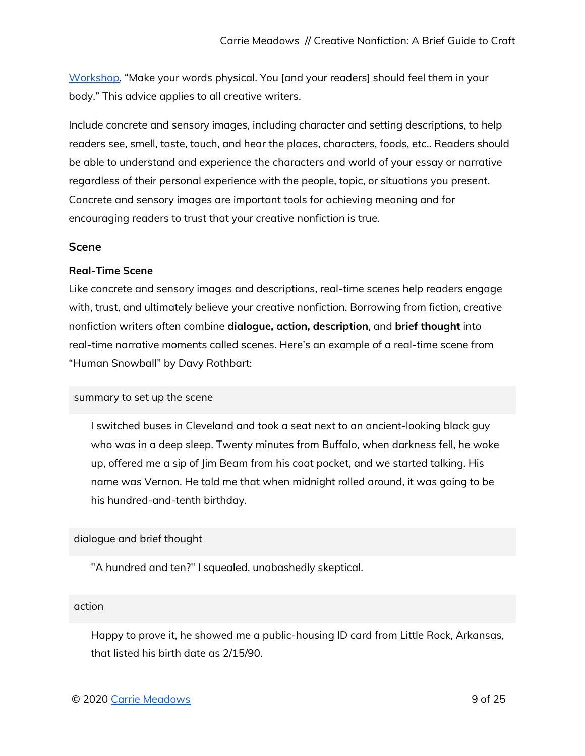[Workshop](#), "Make your words physical. You [and your readers] should feel them in your body." This advice applies to all creative writers.

Include concrete and sensory images, including character and setting descriptions, to help readers see, smell, taste, touch, and hear the places, characters, foods, etc.. Readers should be able to understand and experience the characters and world of your essay or narrative regardless of their personal experience with the people, topic, or situations you present. Concrete and sensory images are important tools for achieving meaning and for encouraging readers to trust that your creative nonfiction is true.

### Scene

#### Real-Time Scene

Like concrete and sensory images and descriptions, real-time scenes help readers engage with, trust, and ultimately believe your creative nonfiction. Borrowing from fiction, creative nonfiction writers often combine **dialogue, action, description**, and **brief thought** into real-time narrative moments called scenes. Here's an example of a real-time scene from "Human Snowball" by Davy Rothbart:

summary to set up the scene

> I switched buses in Cleveland and took a seat next to an ancient-looking black guy who was in a deep sleep. Twenty minutes from Buffalo, when darkness fell, he woke up, offered me a sip of Jim Beam from his coat pocket, and we started talking. His name was Vernon. He told me that when midnight rolled around, it was going to be his hundred-and-tenth birthday.

dialogue and brief thought

> "A hundred and ten?" I squealed, unabashedly skeptical.

action

> Happy to prove it, he showed me a public-housing ID card from Little Rock, Arkansas, that listed his birth date as 2/15/90.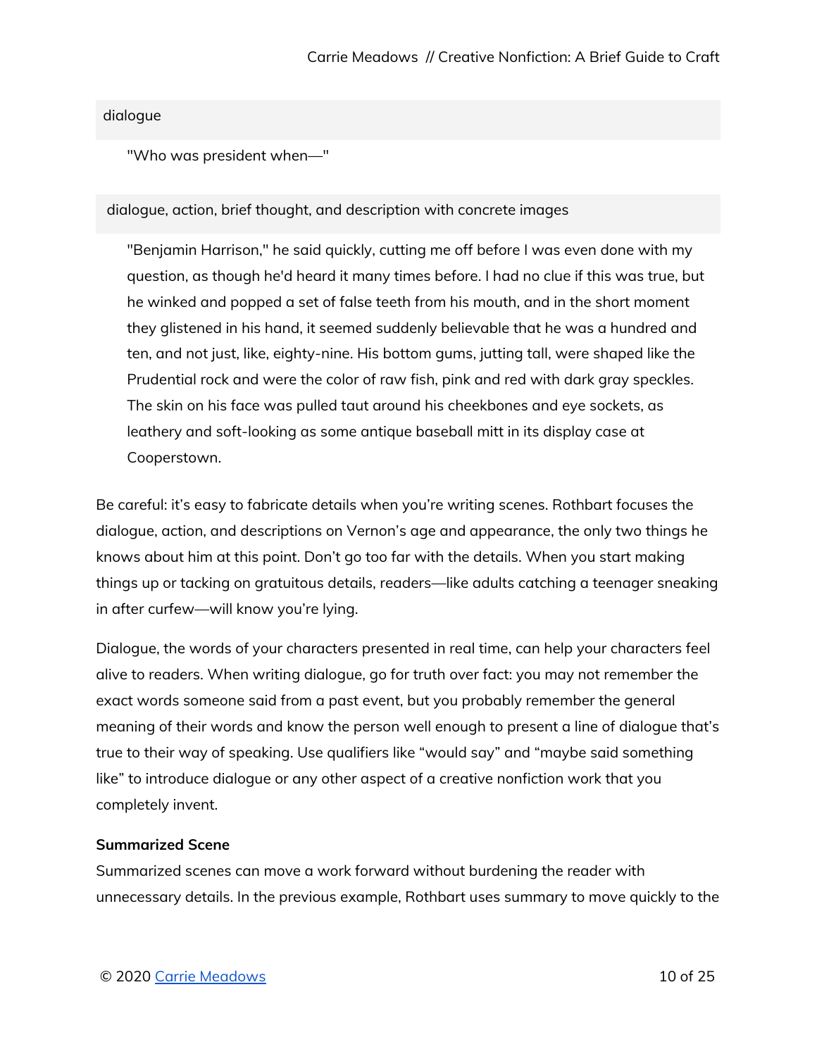dialogue

> "Who was president when—"

dialogue, action, brief thought, and description with concrete images

> "Benjamin Harrison," he said quickly, cutting me off before I was even done with my question, as though he'd heard it many times before. I had no clue if this was true, but he winked and popped a set of false teeth from his mouth, and in the short moment they glistened in his hand, it seemed suddenly believable that he was a hundred and ten, and not just, like, eighty-nine. His bottom gums, jutting tall, were shaped like the Prudential rock and were the color of raw fish, pink and red with dark gray speckles. The skin on his face was pulled taut around his cheekbones and eye sockets, as leathery and soft-looking as some antique baseball mitt in its display case at Cooperstown.

Be careful: it's easy to fabricate details when you're writing scenes. Rothbart focuses the dialogue, action, and descriptions on Vernon's age and appearance, the only two things he knows about him at this point. Don't go too far with the details. When you start making things up or tacking on gratuitous details, readers—like adults catching a teenager sneaking in after curfew—will know you're lying.

Dialogue, the words of your characters presented in real time, can help your characters feel alive to readers. When writing dialogue, go for truth over fact: you may not remember the exact words someone said from a past event, but you probably remember the general meaning of their words and know the person well enough to present a line of dialogue that's true to their way of speaking. Use qualifiers like "would say" and "maybe said something like" to introduce dialogue or any other aspect of a creative nonfiction work that you completely invent.

**Summarized Scene**

Summarized scenes can move a work forward without burdening the reader with unnecessary details. In the previous example, Rothbart uses summary to move quickly to the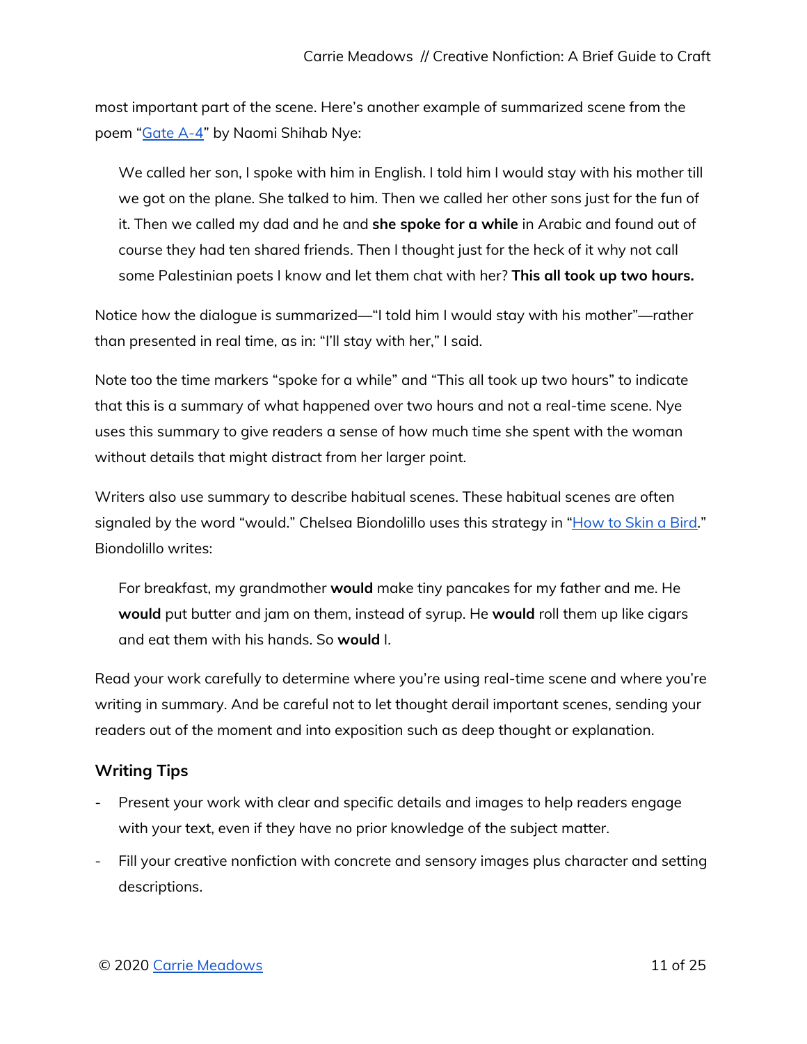most important part of the scene. Here's another example of summarized scene from the poem "[Gate A-4]" by Naomi Shihab Nye:

> We called her son, I spoke with him in English. I told him I would stay with his mother till we got on the plane. She talked to him. Then we called her other sons just for the fun of it. Then we called my dad and he and **she spoke for a while** in Arabic and found out of course they had ten shared friends. Then I thought just for the heck of it why not call some Palestinian poets I know and let them chat with her? **This all took up two hours.**

Notice how the dialogue is summarized—"I told him I would stay with his mother"—rather than presented in real time, as in: "I'll stay with her," I said.

Note too the time markers "spoke for a while" and "This all took up two hours" to indicate that this is a summary of what happened over two hours and not a real-time scene. Nye uses this summary to give readers a sense of how much time she spent with the woman without details that might distract from her larger point.

Writers also use summary to describe habitual scenes. These habitual scenes are often signaled by the word "would." Chelsea Biondolillo uses this strategy in "[How to Skin a Bird]." Biondolillo writes:

> For breakfast, my grandmother **would** make tiny pancakes for my father and me. He **would** put butter and jam on them, instead of syrup. He **would** roll them up like cigars and eat them with his hands. So **would** I.

Read your work carefully to determine where you're using real-time scene and where you're writing in summary. And be careful not to let thought derail important scenes, sending your readers out of the moment and into exposition such as deep thought or explanation.

### Writing Tips

- Present your work with clear and specific details and images to help readers engage with your text, even if they have no prior knowledge of the subject matter.
- Fill your creative nonfiction with concrete and sensory images plus character and setting descriptions.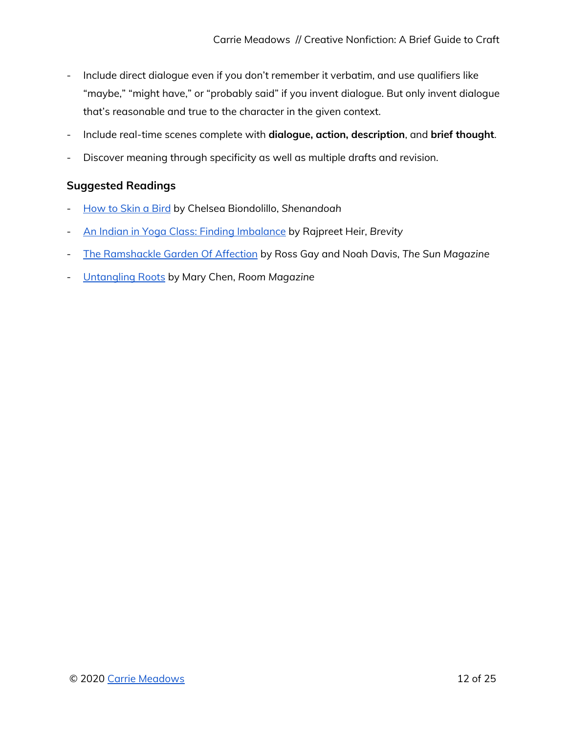- Include direct dialogue even if you don't remember it verbatim, and use qualifiers like "maybe," "might have," or "probably said" if you invent dialogue. But only invent dialogue that's reasonable and true to the character in the given context.
- Include real-time scenes complete with **dialogue, action, description**, and **brief thought**.
- Discover meaning through specificity as well as multiple drafts and revision.

### Suggested Readings

- How to Skin a Bird by Chelsea Biondolillo, *Shenandoah*
- An Indian in Yoga Class: Finding Imbalance by Rajpreet Heir, *Brevity*
- The Ramshackle Garden Of Affection by Ross Gay and Noah Davis, *The Sun Magazine*
- Untangling Roots by Mary Chen, *Room Magazine*